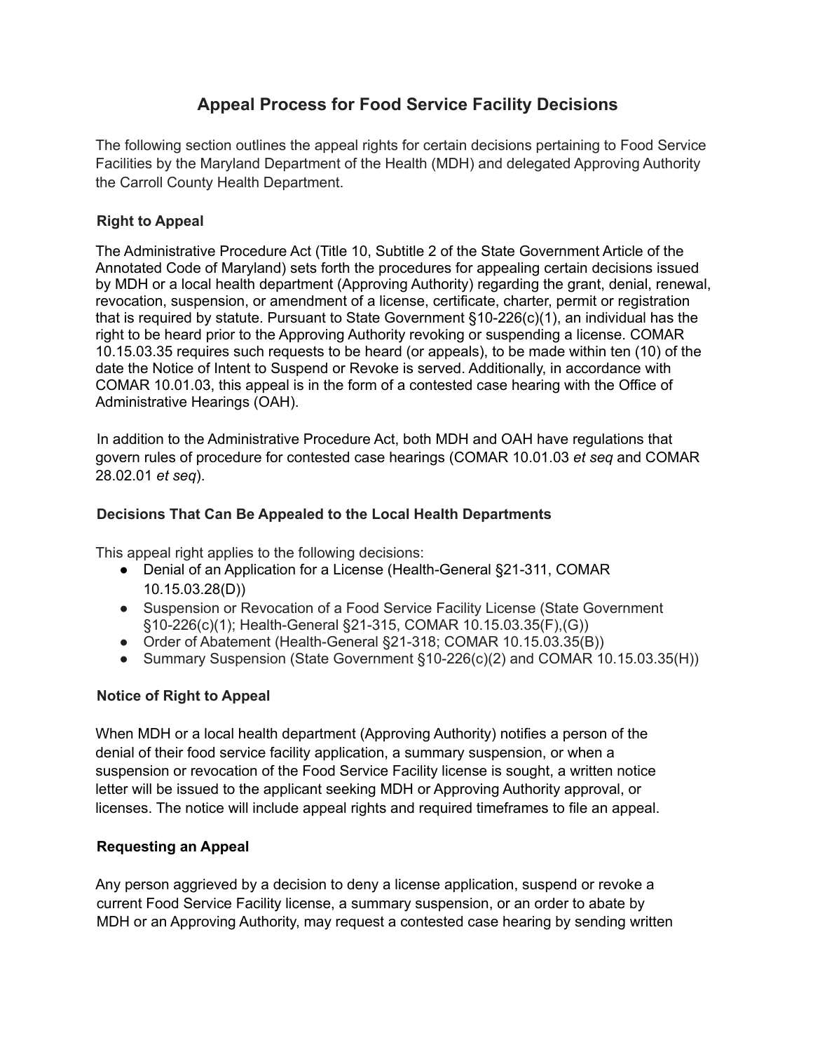# Appeal Process for Food Service Facility Decisions

The following section outlines the appeal rights for certain decisions pertaining to Food Service Facilities by the Maryland Department of the Health (MDH) and delegated Approving Authority the Carroll County Health Department.

## Right to Appeal

The Administrative Procedure Act (Title 10, Subtitle 2 of the State Government Article of the Annotated Code of Maryland) sets forth the procedures for appealing certain decisions issued by MDH or a local health department (Approving Authority) regarding the grant, denial, renewal, revocation, suspension, or amendment of a license, certificate, charter, permit or registration that is required by statute. Pursuant to State Government §10-226(c)(1), an individual has the right to be heard prior to the Approving Authority revoking or suspending a license. COMAR 10.15.03.35 requires such requests to be heard (or appeals), to be made within ten (10) of the date the Notice of Intent to Suspend or Revoke is served. Additionally, in accordance with COMAR 10.01.03, this appeal is in the form of a contested case hearing with the Office of Administrative Hearings (OAH).

In addition to the Administrative Procedure Act, both MDH and OAH have regulations that govern rules of procedure for contested case hearings (COMAR 10.01.03 *et seq* and COMAR 28.02.01 *et seq*).

## Decisions That Can Be Appealed to the Local Health Departments

This appeal right applies to the following decisions:

- Denial of an Application for a License (Health-General §21-311, COMAR 10.15.03.28(D))
- Suspension or Revocation of a Food Service Facility License (State Government §10-226(c)(1); Health-General §21-315, COMAR 10.15.03.35(F),(G))
- Order of Abatement (Health-General §21-318; COMAR 10.15.03.35(B))
- Summary Suspension (State Government §10-226(c)(2) and COMAR 10.15.03.35(H))

## Notice of Right to Appeal

When MDH or a local health department (Approving Authority) notifies a person of the denial of their food service facility application, a summary suspension, or when a suspension or revocation of the Food Service Facility license is sought, a written notice letter will be issued to the applicant seeking MDH or Approving Authority approval, or licenses. The notice will include appeal rights and required timeframes to file an appeal.

## Requesting an Appeal

Any person aggrieved by a decision to deny a license application, suspend or revoke a current Food Service Facility license, a summary suspension, or an order to abate by MDH or an Approving Authority, may request a contested case hearing by sending written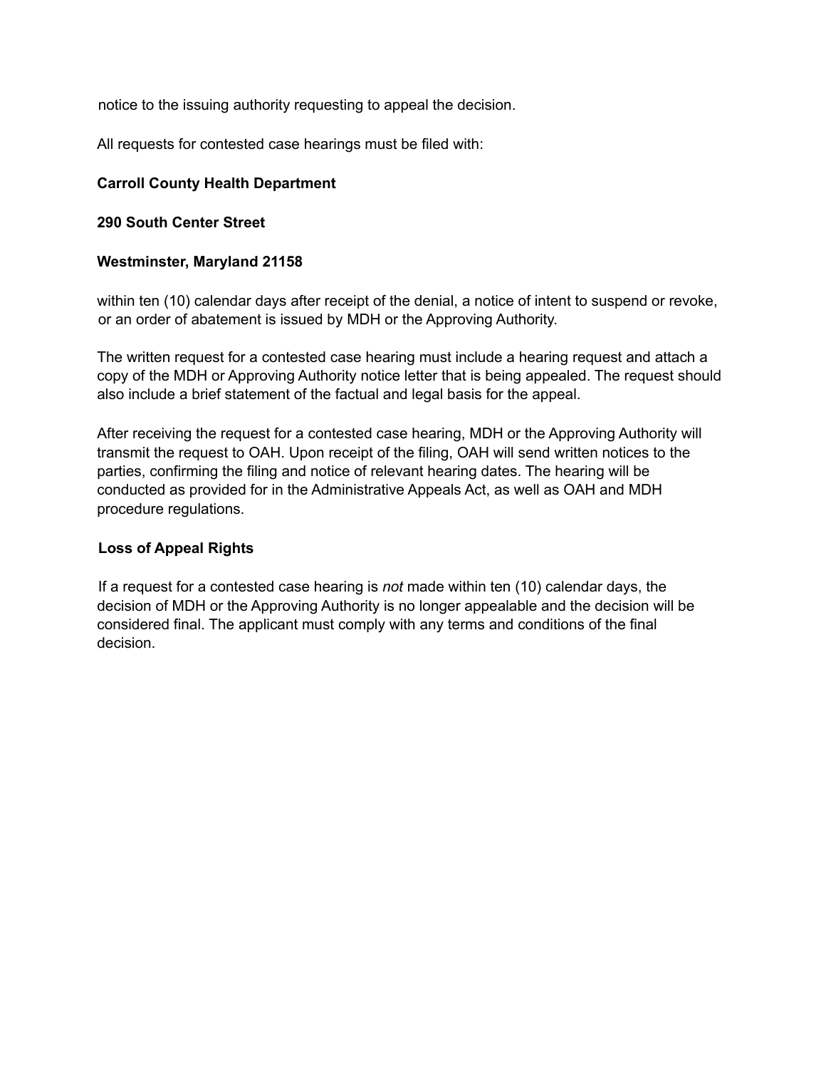notice to the issuing authority requesting to appeal the decision.

All requests for contested case hearings must be filed with:

**Carroll County Health Department**

**290 South Center Street**

**Westminster, Maryland 21158**

within ten (10) calendar days after receipt of the denial, a notice of intent to suspend or revoke, or an order of abatement is issued by MDH or the Approving Authority.

The written request for a contested case hearing must include a hearing request and attach a copy of the MDH or Approving Authority notice letter that is being appealed. The request should also include a brief statement of the factual and legal basis for the appeal.

After receiving the request for a contested case hearing, MDH or the Approving Authority will transmit the request to OAH. Upon receipt of the filing, OAH will send written notices to the parties, confirming the filing and notice of relevant hearing dates. The hearing will be conducted as provided for in the Administrative Appeals Act, as well as OAH and MDH procedure regulations.

**Loss of Appeal Rights**

If a request for a contested case hearing is *not* made within ten (10) calendar days, the decision of MDH or the Approving Authority is no longer appealable and the decision will be considered final. The applicant must comply with any terms and conditions of the final decision.